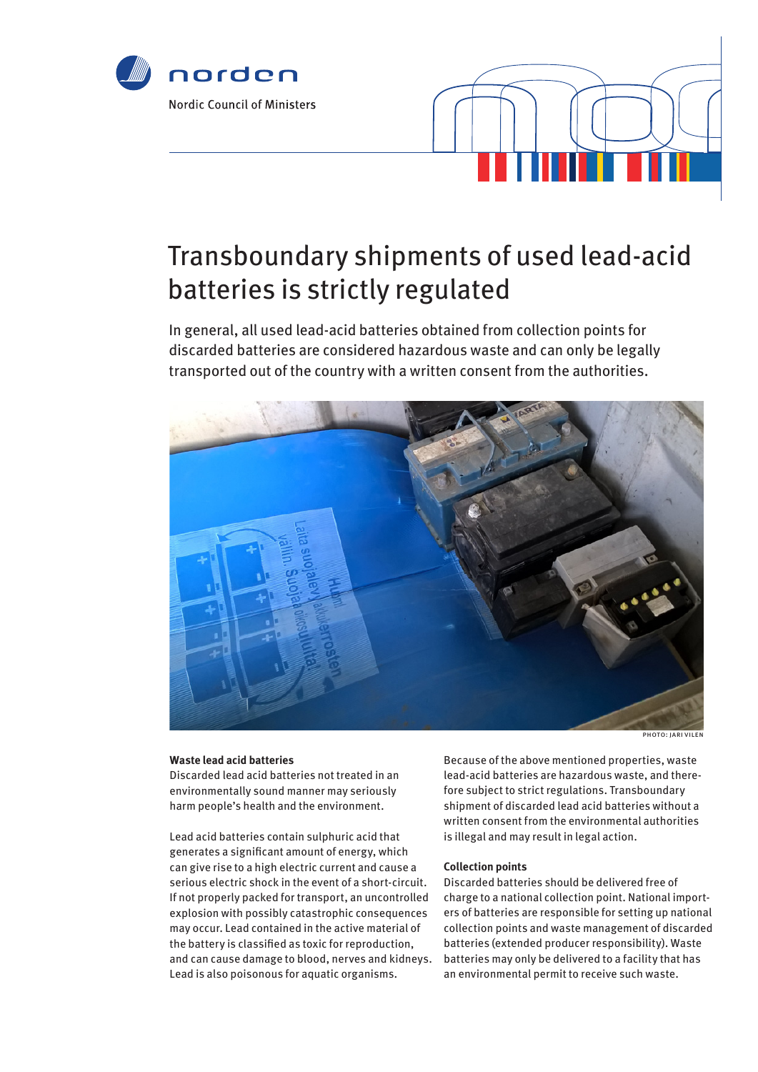norden

Nordic Council of Ministers

# Transboundary shipments of used lead-acid batteries is strictly regulated

In general, all used lead-acid batteries obtained from collection points for discarded batteries are considered hazardous waste and can only be legally transported out of the country with a written consent from the authorities.

PHOTO: JARI VILEN

**Waste lead acid batteries**

Discarded lead acid batteries not treated in an environmentally sound manner may seriously harm people's health and the environment.

Lead acid batteries contain sulphuric acid that generates a significant amount of energy, which can give rise to a high electric current and cause a serious electric shock in the event of a short-circuit. If not properly packed for transport, an uncontrolled explosion with possibly catastrophic consequences may occur. Lead contained in the active material of the battery is classified as toxic for reproduction, and can cause damage to blood, nerves and kidneys. Lead is also poisonous for aquatic organisms.

Because of the above mentioned properties, waste lead-acid batteries are hazardous waste, and therefore subject to strict regulations. Transboundary shipment of discarded lead acid batteries without a written consent from the environmental authorities is illegal and may result in legal action.

**Collection points**

Discarded batteries should be delivered free of charge to a national collection point. National importers of batteries are responsible for setting up national collection points and waste management of discarded batteries (extended producer responsibility). Waste batteries may only be delivered to a facility that has an environmental permit to receive such waste.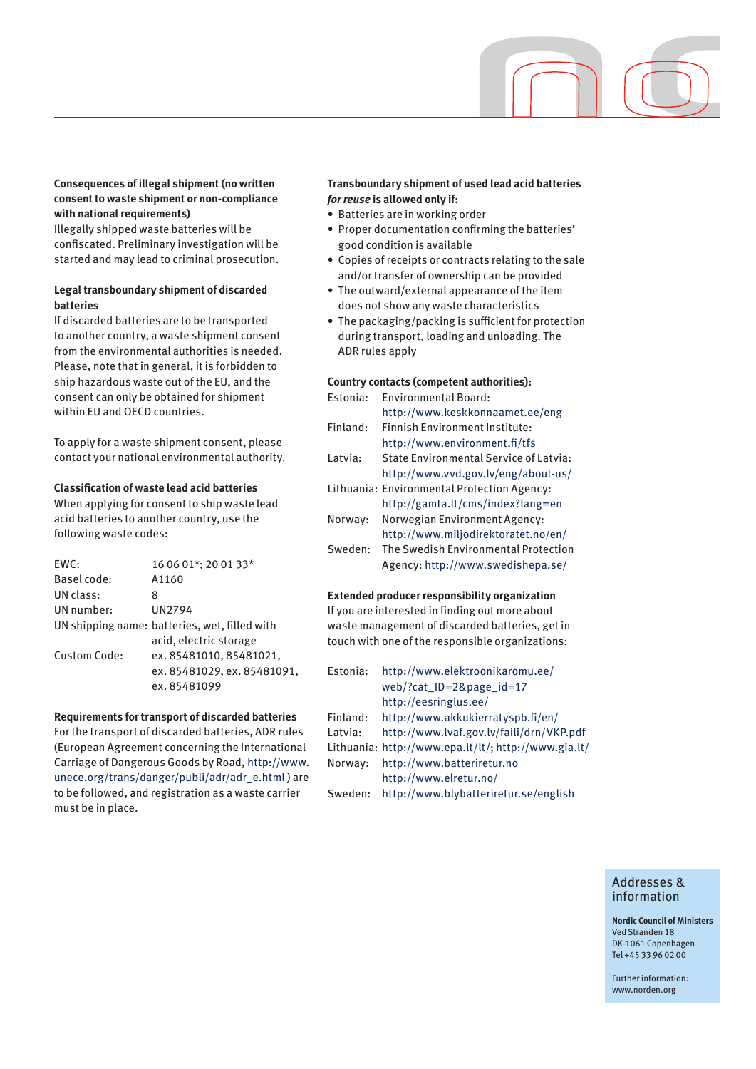**Consequences of illegal shipment (no written consent to waste shipment or non-compliance with national requirements)**

Illegally shipped waste batteries will be confiscated. Preliminary investigation will be started and may lead to criminal prosecution.

**Legal transboundary shipment of discarded batteries**

If discarded batteries are to be transported to another country, a waste shipment consent from the environmental authorities is needed. Please, note that in general, it is forbidden to ship hazardous waste out of the EU, and the consent can only be obtained for shipment within EU and OECD countries.

To apply for a waste shipment consent, please contact your national environmental authority.

**Classification of waste lead acid batteries**

When applying for consent to ship waste lead acid batteries to another country, use the following waste codes:

| | |
|---|---|
| EWC: | 16 06 01*; 20 01 33* |
| Basel code: | A1160 |
| UN class: | 8 |
| UN number: | UN2794 |
| UN shipping name: | batteries, wet, filled with acid, electric storage |
| Custom Code: | ex. 85481010, 85481021, ex. 85481029, ex. 85481091, ex. 85481099 |

**Requirements for transport of discarded batteries**

For the transport of discarded batteries, ADR rules (European Agreement concerning the International Carriage of Dangerous Goods by Road, http://www.unece.org/trans/danger/publi/adr/adr_e.html ) are to be followed, and registration as a waste carrier must be in place.

**Transboundary shipment of used lead acid batteries *for reuse* is allowed only if:**

- Batteries are in working order
- Proper documentation confirming the batteries' good condition is available
- Copies of receipts or contracts relating to the sale and/or transfer of ownership can be provided
- The outward/external appearance of the item does not show any waste characteristics
- The packaging/packing is sufficient for protection during transport, loading and unloading. The ADR rules apply

**Country contacts (competent authorities):**

| | |
|---|---|
| Estonia: | Environmental Board: http://www.keskkonnaamet.ee/eng |
| Finland: | Finnish Environment Institute: http://www.environment.fi/tfs |
| Latvia: | State Environmental Service of Latvia: http://www.vvd.gov.lv/eng/about-us/ |
| Lithuania: | Environmental Protection Agency: http://gamta.lt/cms/index?lang=en |
| Norway: | Norwegian Environment Agency: http://www.miljodirektoratet.no/en/ |
| Sweden: | The Swedish Environmental Protection Agency: http://www.swedishepa.se/ |

**Extended producer responsibility organization**

If you are interested in finding out more about waste management of discarded batteries, get in touch with one of the responsible organizations:

| | |
|---|---|
| Estonia: | http://www.elektroonikaromu.ee/web/?cat_ID=2&page_id=17 http://eesringlus.ee/ |
| Finland: | http://www.akkukierratyspb.fi/en/ |
| Latvia: | http://www.lvaf.gov.lv/faili/drn/VKP.pdf |
| Lithuania: | http://www.epa.lt/lt/; http://www.gia.lt/ |
| Norway: | http://www.batteriretur.no http://www.elretur.no/ |
| Sweden: | http://www.blybatteriretur.se/english |

## Addresses & information

**Nordic Council of Ministers**
Ved Stranden 18
DK-1061 Copenhagen
Tel +45 33 96 02 00

Further information:
www.norden.org